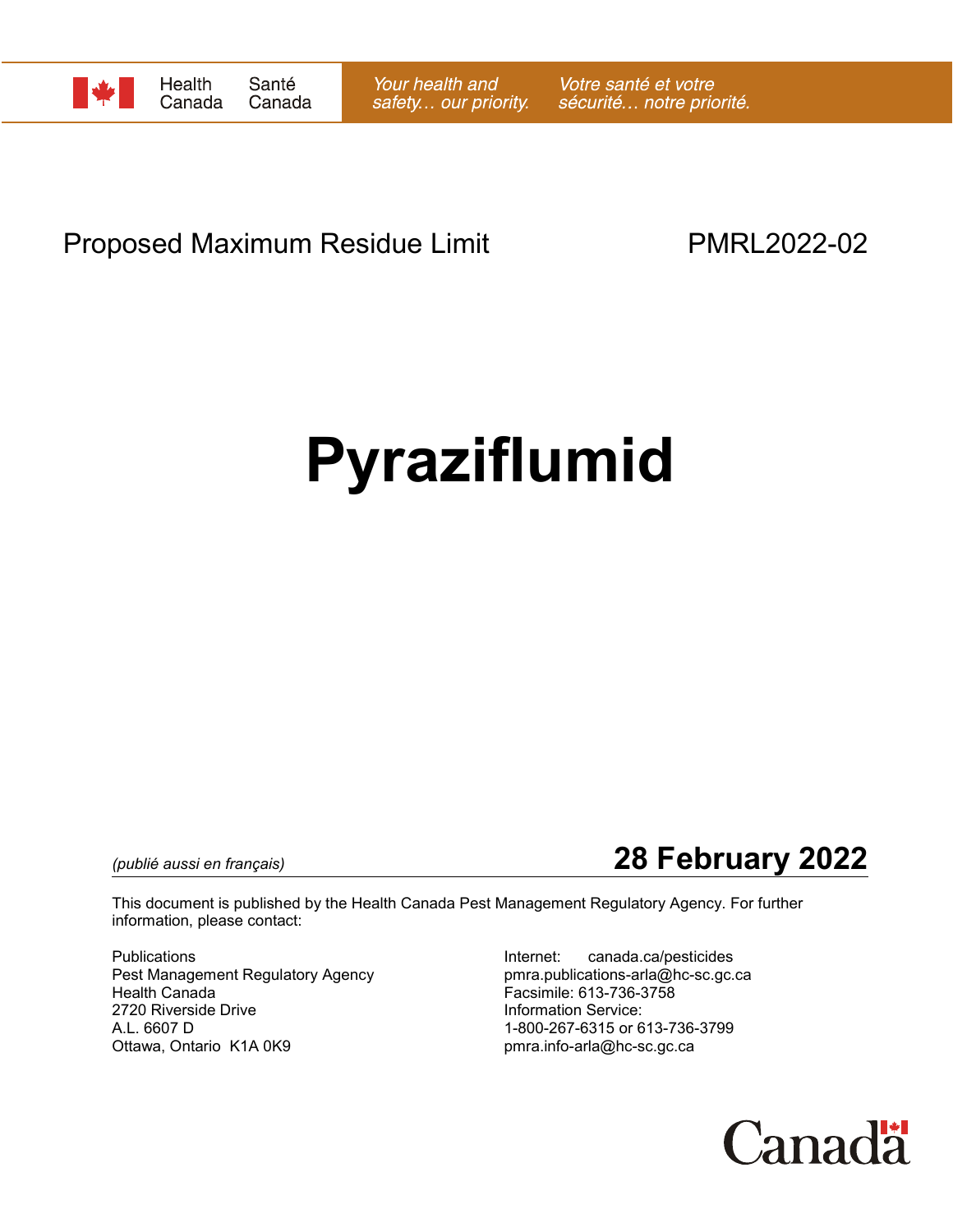Health Canada | Santé Canada

*Your health and safety… our priority.* | *Votre santé et votre sécurité… notre priorité.*

Proposed Maximum Residue Limit PMRL2022-02

# Pyraziflumid

*(publié aussi en français)*

**28 February 2022**

This document is published by the Health Canada Pest Management Regulatory Agency. For further information, please contact:

Publications
Pest Management Regulatory Agency
Health Canada
2720 Riverside Drive
A.L. 6607 D
Ottawa, Ontario K1A 0K9

Internet: canada.ca/pesticides
pmra.publications-arla@hc-sc.gc.ca
Facsimile: 613-736-3758
Information Service:
1-800-267-6315 or 613-736-3799
pmra.info-arla@hc-sc.gc.ca

Canada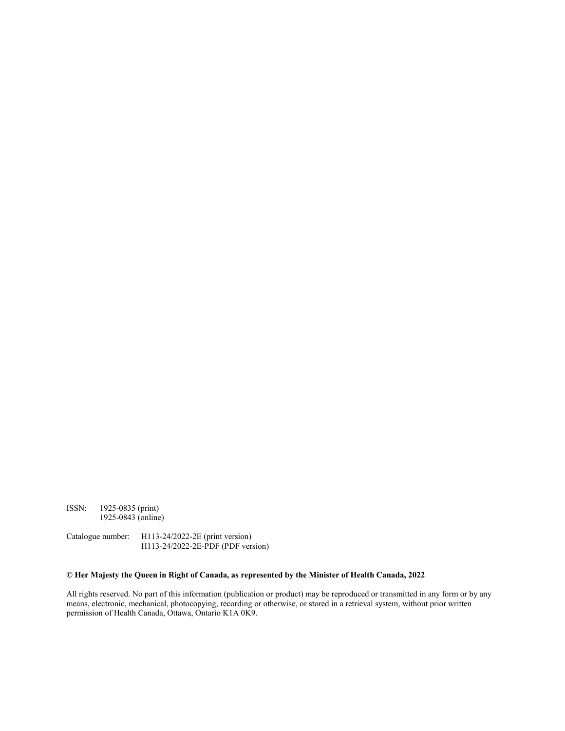ISSN: 1925-0835 (print)
1925-0843 (online)

Catalogue number: H113-24/2022-2E (print version)
H113-24/2022-2E-PDF (PDF version)

**© Her Majesty the Queen in Right of Canada, as represented by the Minister of Health Canada, 2022**

All rights reserved. No part of this information (publication or product) may be reproduced or transmitted in any form or by any means, electronic, mechanical, photocopying, recording or otherwise, or stored in a retrieval system, without prior written permission of Health Canada, Ottawa, Ontario K1A 0K9.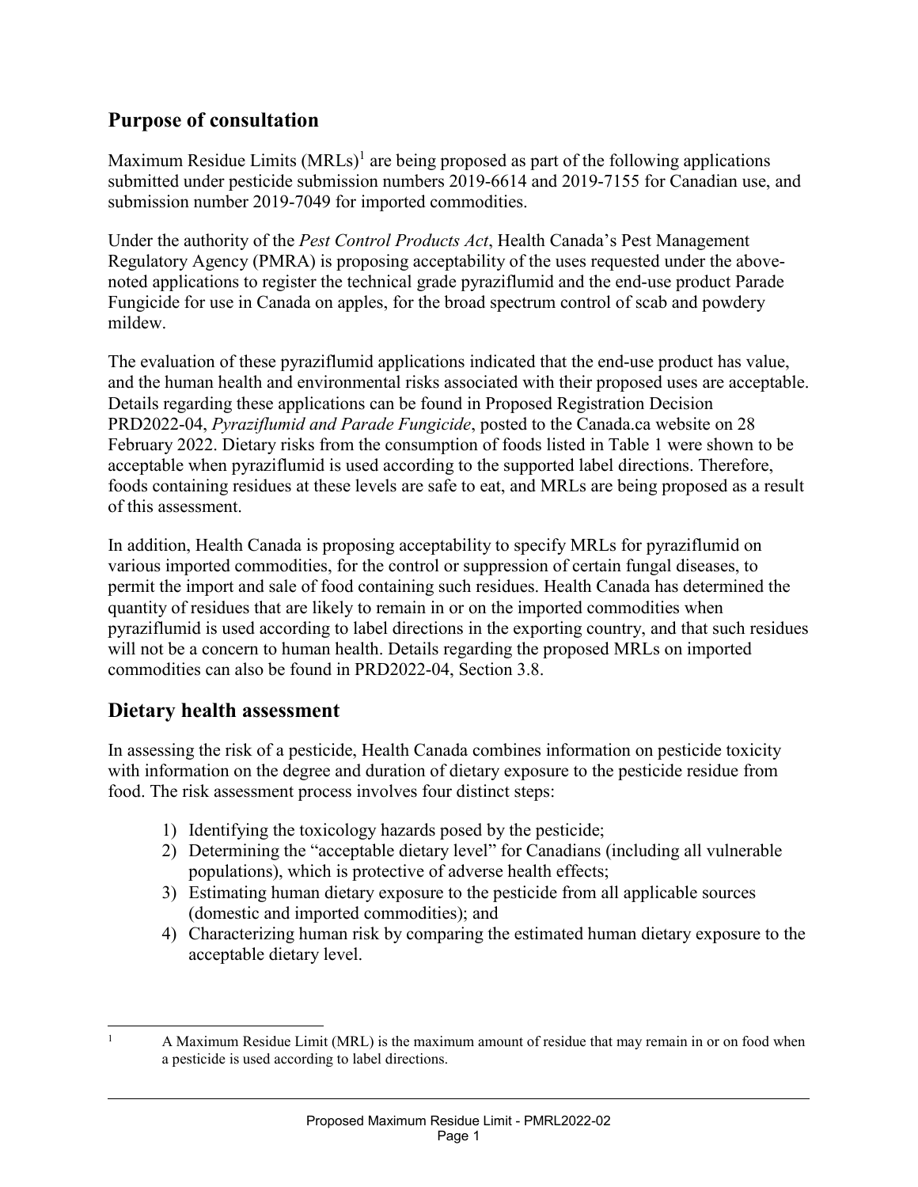## Purpose of consultation

Maximum Residue Limits (MRLs)[1] are being proposed as part of the following applications submitted under pesticide submission numbers 2019-6614 and 2019-7155 for Canadian use, and submission number 2019-7049 for imported commodities.

Under the authority of the *Pest Control Products Act*, Health Canada's Pest Management Regulatory Agency (PMRA) is proposing acceptability of the uses requested under the above-noted applications to register the technical grade pyraziflumid and the end-use product Parade Fungicide for use in Canada on apples, for the broad spectrum control of scab and powdery mildew.

The evaluation of these pyraziflumid applications indicated that the end-use product has value, and the human health and environmental risks associated with their proposed uses are acceptable. Details regarding these applications can be found in Proposed Registration Decision PRD2022-04, *Pyraziflumid and Parade Fungicide*, posted to the Canada.ca website on 28 February 2022. Dietary risks from the consumption of foods listed in Table 1 were shown to be acceptable when pyraziflumid is used according to the supported label directions. Therefore, foods containing residues at these levels are safe to eat, and MRLs are being proposed as a result of this assessment.

In addition, Health Canada is proposing acceptability to specify MRLs for pyraziflumid on various imported commodities, for the control or suppression of certain fungal diseases, to permit the import and sale of food containing such residues. Health Canada has determined the quantity of residues that are likely to remain in or on the imported commodities when pyraziflumid is used according to label directions in the exporting country, and that such residues will not be a concern to human health. Details regarding the proposed MRLs on imported commodities can also be found in PRD2022-04, Section 3.8.

## Dietary health assessment

In assessing the risk of a pesticide, Health Canada combines information on pesticide toxicity with information on the degree and duration of dietary exposure to the pesticide residue from food. The risk assessment process involves four distinct steps:

1) Identifying the toxicology hazards posed by the pesticide;
2) Determining the "acceptable dietary level" for Canadians (including all vulnerable populations), which is protective of adverse health effects;
3) Estimating human dietary exposure to the pesticide from all applicable sources (domestic and imported commodities); and
4) Characterizing human risk by comparing the estimated human dietary exposure to the acceptable dietary level.

[1] A Maximum Residue Limit (MRL) is the maximum amount of residue that may remain in or on food when a pesticide is used according to label directions.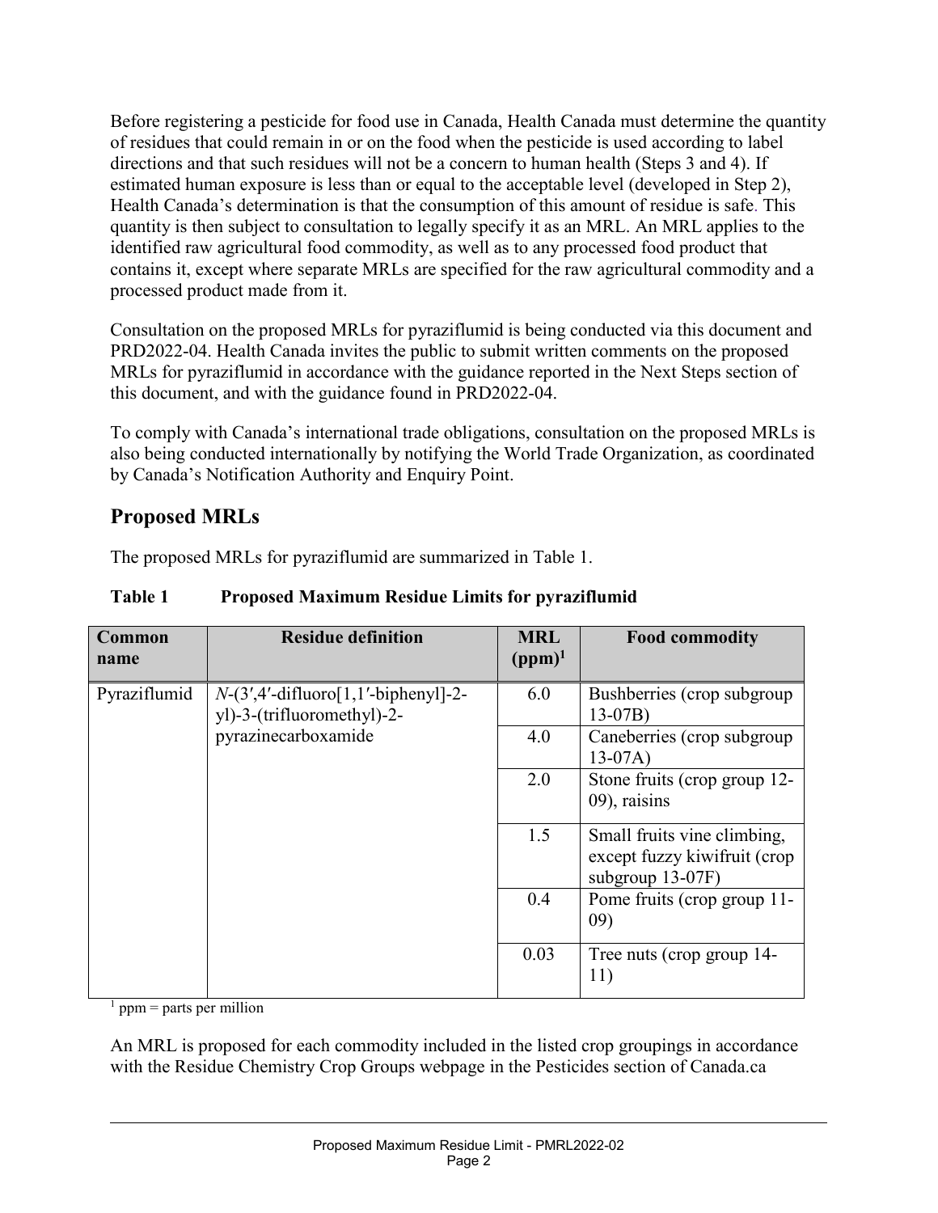Before registering a pesticide for food use in Canada, Health Canada must determine the quantity of residues that could remain in or on the food when the pesticide is used according to label directions and that such residues will not be a concern to human health (Steps 3 and 4). If estimated human exposure is less than or equal to the acceptable level (developed in Step 2), Health Canada's determination is that the consumption of this amount of residue is safe. This quantity is then subject to consultation to legally specify it as an MRL. An MRL applies to the identified raw agricultural food commodity, as well as to any processed food product that contains it, except where separate MRLs are specified for the raw agricultural commodity and a processed product made from it.

Consultation on the proposed MRLs for pyraziflumid is being conducted via this document and PRD2022-04. Health Canada invites the public to submit written comments on the proposed MRLs for pyraziflumid in accordance with the guidance reported in the Next Steps section of this document, and with the guidance found in PRD2022-04.

To comply with Canada's international trade obligations, consultation on the proposed MRLs is also being conducted internationally by notifying the World Trade Organization, as coordinated by Canada's Notification Authority and Enquiry Point.

## Proposed MRLs

The proposed MRLs for pyraziflumid are summarized in Table 1.

**Table 1 Proposed Maximum Residue Limits for pyraziflumid**

| Common name | Residue definition | MRL (ppm)[1] | Food commodity |
|---|---|---|---|
| Pyraziflumid | *N*-(3′,4′-difluoro[1,1′-biphenyl]-2-yl)-3-(trifluoromethyl)-2-pyrazinecarboxamide | 6.0 | Bushberries (crop subgroup 13-07B) |
| | | 4.0 | Caneberries (crop subgroup 13-07A) |
| | | 2.0 | Stone fruits (crop group 12-09), raisins |
| | | 1.5 | Small fruits vine climbing, except fuzzy kiwifruit (crop subgroup 13-07F) |
| | | 0.4 | Pome fruits (crop group 11-09) |
| | | 0.03 | Tree nuts (crop group 14-11) |

[1] ppm = parts per million

An MRL is proposed for each commodity included in the listed crop groupings in accordance with the Residue Chemistry Crop Groups webpage in the Pesticides section of Canada.ca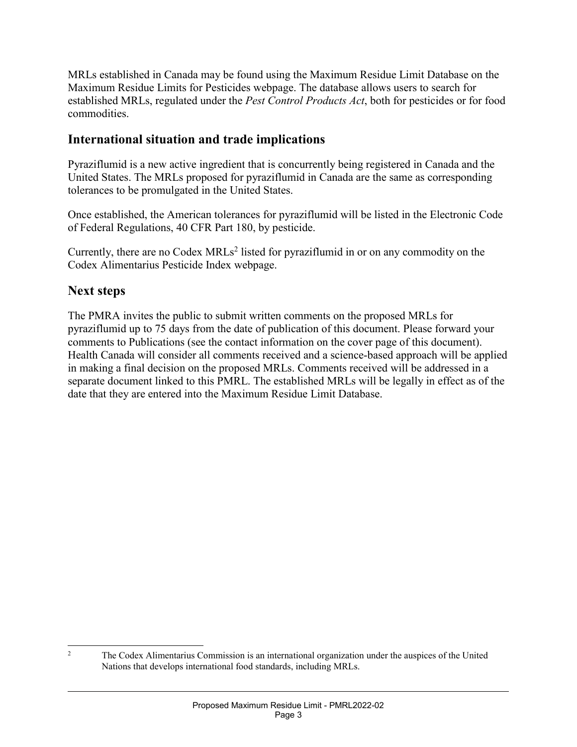MRLs established in Canada may be found using the Maximum Residue Limit Database on the Maximum Residue Limits for Pesticides webpage. The database allows users to search for established MRLs, regulated under the *Pest Control Products Act*, both for pesticides or for food commodities.

## International situation and trade implications

Pyraziflumid is a new active ingredient that is concurrently being registered in Canada and the United States. The MRLs proposed for pyraziflumid in Canada are the same as corresponding tolerances to be promulgated in the United States.

Once established, the American tolerances for pyraziflumid will be listed in the Electronic Code of Federal Regulations, 40 CFR Part 180, by pesticide.

Currently, there are no Codex MRLs[2] listed for pyraziflumid in or on any commodity on the Codex Alimentarius Pesticide Index webpage.

## Next steps

The PMRA invites the public to submit written comments on the proposed MRLs for pyraziflumid up to 75 days from the date of publication of this document. Please forward your comments to Publications (see the contact information on the cover page of this document). Health Canada will consider all comments received and a science-based approach will be applied in making a final decision on the proposed MRLs. Comments received will be addressed in a separate document linked to this PMRL. The established MRLs will be legally in effect as of the date that they are entered into the Maximum Residue Limit Database.

---

[2] The Codex Alimentarius Commission is an international organization under the auspices of the United Nations that develops international food standards, including MRLs.